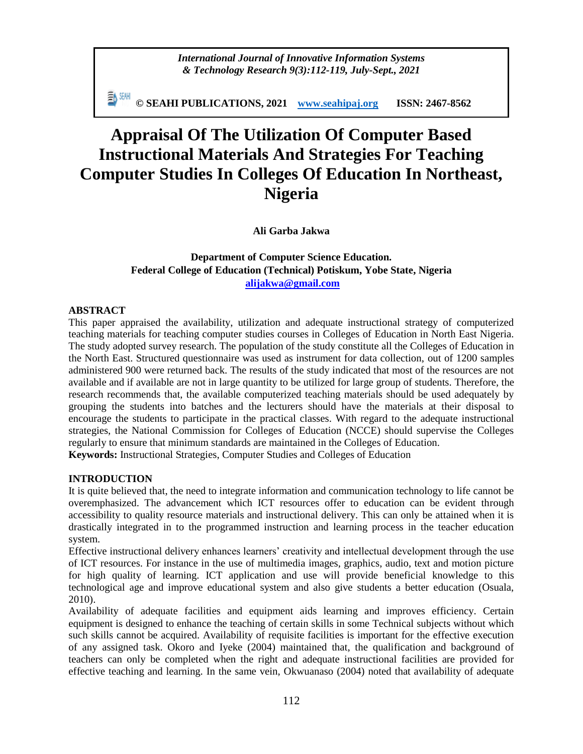# Appraisal Of The Utilization Of Computer Based Instructional Materials And Strategies For Teaching Computer Studies In Colleges Of Education In Northeast, Nigeria

**Ali Garba Jakwa**

**Department of Computer Science Education.**
**Federal College of Education (Technical) Potiskum, Yobe State, Nigeria**
**alijakwa@gmail.com**

## ABSTRACT

This paper appraised the availability, utilization and adequate instructional strategy of computerized teaching materials for teaching computer studies courses in Colleges of Education in North East Nigeria. The study adopted survey research. The population of the study constitute all the Colleges of Education in the North East. Structured questionnaire was used as instrument for data collection, out of 1200 samples administered 900 were returned back. The results of the study indicated that most of the resources are not available and if available are not in large quantity to be utilized for large group of students. Therefore, the research recommends that, the available computerized teaching materials should be used adequately by grouping the students into batches and the lecturers should have the materials at their disposal to encourage the students to participate in the practical classes. With regard to the adequate instructional strategies, the National Commission for Colleges of Education (NCCE) should supervise the Colleges regularly to ensure that minimum standards are maintained in the Colleges of Education.

**Keywords:** Instructional Strategies, Computer Studies and Colleges of Education

## INTRODUCTION

It is quite believed that, the need to integrate information and communication technology to life cannot be overemphasized. The advancement which ICT resources offer to education can be evident through accessibility to quality resource materials and instructional delivery. This can only be attained when it is drastically integrated in to the programmed instruction and learning process in the teacher education system.

Effective instructional delivery enhances learners' creativity and intellectual development through the use of ICT resources. For instance in the use of multimedia images, graphics, audio, text and motion picture for high quality of learning. ICT application and use will provide beneficial knowledge to this technological age and improve educational system and also give students a better education (Osuala, 2010).

Availability of adequate facilities and equipment aids learning and improves efficiency. Certain equipment is designed to enhance the teaching of certain skills in some Technical subjects without which such skills cannot be acquired. Availability of requisite facilities is important for the effective execution of any assigned task. Okoro and Iyeke (2004) maintained that, the qualification and background of teachers can only be completed when the right and adequate instructional facilities are provided for effective teaching and learning. In the same vein, Okwuanaso (2004) noted that availability of adequate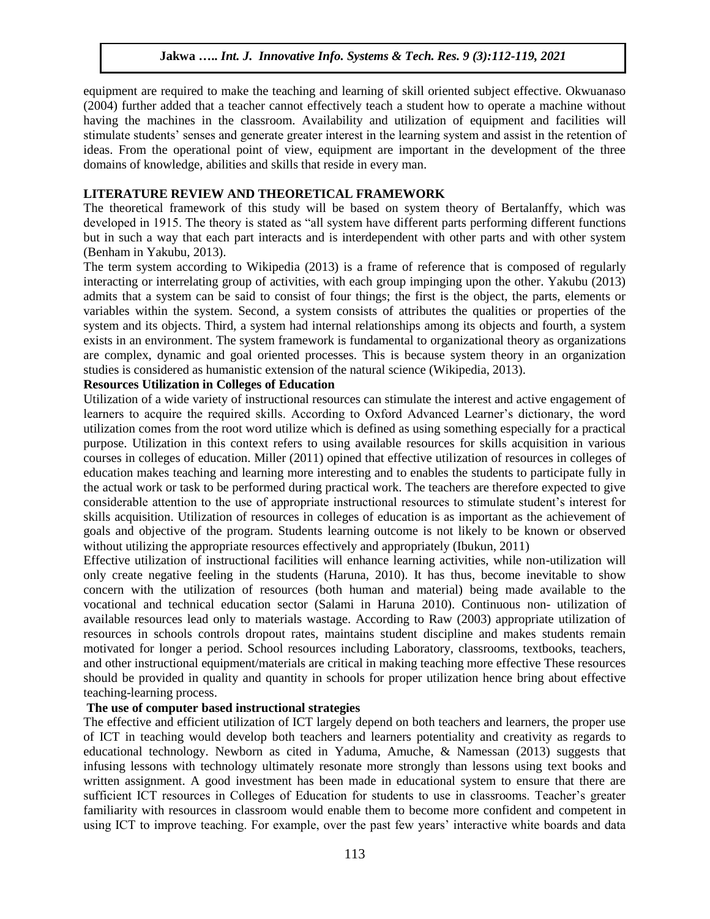equipment are required to make the teaching and learning of skill oriented subject effective. Okwuanaso (2004) further added that a teacher cannot effectively teach a student how to operate a machine without having the machines in the classroom. Availability and utilization of equipment and facilities will stimulate students' senses and generate greater interest in the learning system and assist in the retention of ideas. From the operational point of view, equipment are important in the development of the three domains of knowledge, abilities and skills that reside in every man.

## LITERATURE REVIEW AND THEORETICAL FRAMEWORK

The theoretical framework of this study will be based on system theory of Bertalanffy, which was developed in 1915. The theory is stated as "all system have different parts performing different functions but in such a way that each part interacts and is interdependent with other parts and with other system (Benham in Yakubu, 2013).

The term system according to Wikipedia (2013) is a frame of reference that is composed of regularly interacting or interrelating group of activities, with each group impinging upon the other. Yakubu (2013) admits that a system can be said to consist of four things; the first is the object, the parts, elements or variables within the system. Second, a system consists of attributes the qualities or properties of the system and its objects. Third, a system had internal relationships among its objects and fourth, a system exists in an environment. The system framework is fundamental to organizational theory as organizations are complex, dynamic and goal oriented processes. This is because system theory in an organization studies is considered as humanistic extension of the natural science (Wikipedia, 2013).

### Resources Utilization in Colleges of Education

Utilization of a wide variety of instructional resources can stimulate the interest and active engagement of learners to acquire the required skills. According to Oxford Advanced Learner's dictionary, the word utilization comes from the root word utilize which is defined as using something especially for a practical purpose. Utilization in this context refers to using available resources for skills acquisition in various courses in colleges of education. Miller (2011) opined that effective utilization of resources in colleges of education makes teaching and learning more interesting and to enables the students to participate fully in the actual work or task to be performed during practical work. The teachers are therefore expected to give considerable attention to the use of appropriate instructional resources to stimulate student's interest for skills acquisition. Utilization of resources in colleges of education is as important as the achievement of goals and objective of the program. Students learning outcome is not likely to be known or observed without utilizing the appropriate resources effectively and appropriately (Ibukun, 2011)

Effective utilization of instructional facilities will enhance learning activities, while non-utilization will only create negative feeling in the students (Haruna, 2010). It has thus, become inevitable to show concern with the utilization of resources (both human and material) being made available to the vocational and technical education sector (Salami in Haruna 2010). Continuous non- utilization of available resources lead only to materials wastage. According to Raw (2003) appropriate utilization of resources in schools controls dropout rates, maintains student discipline and makes students remain motivated for longer a period. School resources including Laboratory, classrooms, textbooks, teachers, and other instructional equipment/materials are critical in making teaching more effective These resources should be provided in quality and quantity in schools for proper utilization hence bring about effective teaching-learning process.

### The use of computer based instructional strategies

The effective and efficient utilization of ICT largely depend on both teachers and learners, the proper use of ICT in teaching would develop both teachers and learners potentiality and creativity as regards to educational technology. Newborn as cited in Yaduma, Amuche, & Namessan (2013) suggests that infusing lessons with technology ultimately resonate more strongly than lessons using text books and written assignment. A good investment has been made in educational system to ensure that there are sufficient ICT resources in Colleges of Education for students to use in classrooms. Teacher's greater familiarity with resources in classroom would enable them to become more confident and competent in using ICT to improve teaching. For example, over the past few years' interactive white boards and data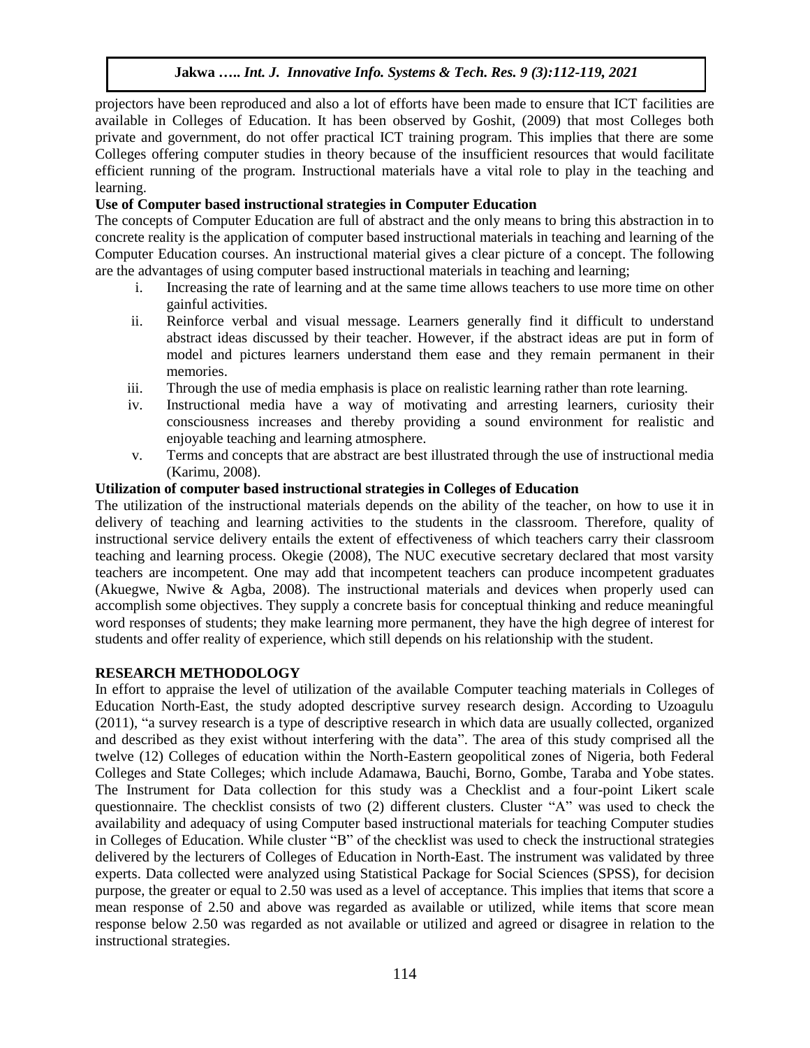projectors have been reproduced and also a lot of efforts have been made to ensure that ICT facilities are available in Colleges of Education. It has been observed by Goshit, (2009) that most Colleges both private and government, do not offer practical ICT training program. This implies that there are some Colleges offering computer studies in theory because of the insufficient resources that would facilitate efficient running of the program. Instructional materials have a vital role to play in the teaching and learning.

**Use of Computer based instructional strategies in Computer Education**

The concepts of Computer Education are full of abstract and the only means to bring this abstraction in to concrete reality is the application of computer based instructional materials in teaching and learning of the Computer Education courses. An instructional material gives a clear picture of a concept. The following are the advantages of using computer based instructional materials in teaching and learning;

i. Increasing the rate of learning and at the same time allows teachers to use more time on other gainful activities.
ii. Reinforce verbal and visual message. Learners generally find it difficult to understand abstract ideas discussed by their teacher. However, if the abstract ideas are put in form of model and pictures learners understand them ease and they remain permanent in their memories.
iii. Through the use of media emphasis is place on realistic learning rather than rote learning.
iv. Instructional media have a way of motivating and arresting learners, curiosity their consciousness increases and thereby providing a sound environment for realistic and enjoyable teaching and learning atmosphere.
v. Terms and concepts that are abstract are best illustrated through the use of instructional media (Karimu, 2008).

**Utilization of computer based instructional strategies in Colleges of Education**

The utilization of the instructional materials depends on the ability of the teacher, on how to use it in delivery of teaching and learning activities to the students in the classroom. Therefore, quality of instructional service delivery entails the extent of effectiveness of which teachers carry their classroom teaching and learning process. Okegie (2008), The NUC executive secretary declared that most varsity teachers are incompetent. One may add that incompetent teachers can produce incompetent graduates (Akuegwe, Nwive & Agba, 2008). The instructional materials and devices when properly used can accomplish some objectives. They supply a concrete basis for conceptual thinking and reduce meaningful word responses of students; they make learning more permanent, they have the high degree of interest for students and offer reality of experience, which still depends on his relationship with the student.

## RESEARCH METHODOLOGY

In effort to appraise the level of utilization of the available Computer teaching materials in Colleges of Education North-East, the study adopted descriptive survey research design. According to Uzoagulu (2011), "a survey research is a type of descriptive research in which data are usually collected, organized and described as they exist without interfering with the data". The area of this study comprised all the twelve (12) Colleges of education within the North-Eastern geopolitical zones of Nigeria, both Federal Colleges and State Colleges; which include Adamawa, Bauchi, Borno, Gombe, Taraba and Yobe states. The Instrument for Data collection for this study was a Checklist and a four-point Likert scale questionnaire. The checklist consists of two (2) different clusters. Cluster "A" was used to check the availability and adequacy of using Computer based instructional materials for teaching Computer studies in Colleges of Education. While cluster "B" of the checklist was used to check the instructional strategies delivered by the lecturers of Colleges of Education in North-East. The instrument was validated by three experts. Data collected were analyzed using Statistical Package for Social Sciences (SPSS), for decision purpose, the greater or equal to 2.50 was used as a level of acceptance. This implies that items that score a mean response of 2.50 and above was regarded as available or utilized, while items that score mean response below 2.50 was regarded as not available or utilized and agreed or disagree in relation to the instructional strategies.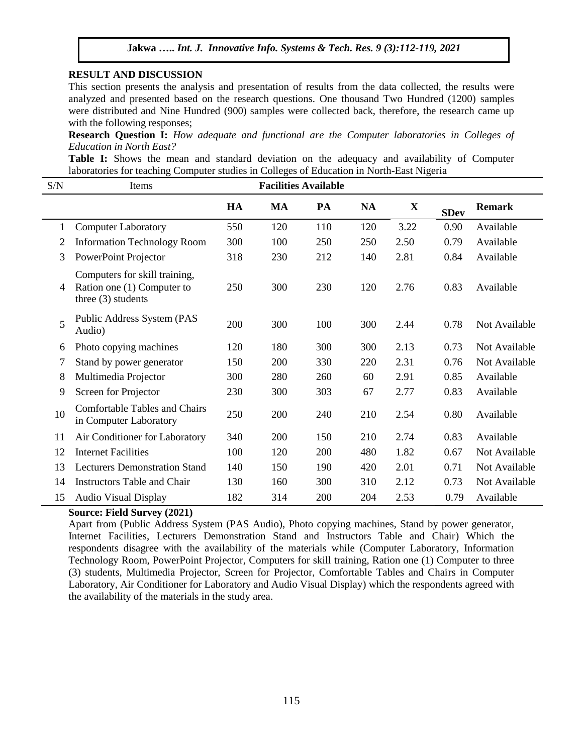## RESULT AND DISCUSSION

This section presents the analysis and presentation of results from the data collected, the results were analyzed and presented based on the research questions. One thousand Two Hundred (1200) samples were distributed and Nine Hundred (900) samples were collected back, therefore, the research came up with the following responses;

**Research Question I:** *How adequate and functional are the Computer laboratories in Colleges of Education in North East?*

**Table I:** Shows the mean and standard deviation on the adequacy and availability of Computer laboratories for teaching Computer studies in Colleges of Education in North-East Nigeria

| S/N | Items | Facilities Available | | | | | | |
|---|---|---|---|---|---|---|---|---|
| | | **HA** | **MA** | **PA** | **NA** | **X** | **SDev** | **Remark** |
| 1 | Computer Laboratory | 550 | 120 | 110 | 120 | 3.22 | 0.90 | Available |
| 2 | Information Technology Room | 300 | 100 | 250 | 250 | 2.50 | 0.79 | Available |
| 3 | PowerPoint Projector | 318 | 230 | 212 | 140 | 2.81 | 0.84 | Available |
| 4 | Computers for skill training, Ration one (1) Computer to three (3) students | 250 | 300 | 230 | 120 | 2.76 | 0.83 | Available |
| 5 | Public Address System (PAS Audio) | 200 | 300 | 100 | 300 | 2.44 | 0.78 | Not Available |
| 6 | Photo copying machines | 120 | 180 | 300 | 300 | 2.13 | 0.73 | Not Available |
| 7 | Stand by power generator | 150 | 200 | 330 | 220 | 2.31 | 0.76 | Not Available |
| 8 | Multimedia Projector | 300 | 280 | 260 | 60 | 2.91 | 0.85 | Available |
| 9 | Screen for Projector | 230 | 300 | 303 | 67 | 2.77 | 0.83 | Available |
| 10 | Comfortable Tables and Chairs in Computer Laboratory | 250 | 200 | 240 | 210 | 2.54 | 0.80 | Available |
| 11 | Air Conditioner for Laboratory | 340 | 200 | 150 | 210 | 2.74 | 0.83 | Available |
| 12 | Internet Facilities | 100 | 120 | 200 | 480 | 1.82 | 0.67 | Not Available |
| 13 | Lecturers Demonstration Stand | 140 | 150 | 190 | 420 | 2.01 | 0.71 | Not Available |
| 14 | Instructors Table and Chair | 130 | 160 | 300 | 310 | 2.12 | 0.73 | Not Available |
| 15 | Audio Visual Display | 182 | 314 | 200 | 204 | 2.53 | 0.79 | Available |

**Source: Field Survey (2021)**

Apart from (Public Address System (PAS Audio), Photo copying machines, Stand by power generator, Internet Facilities, Lecturers Demonstration Stand and Instructors Table and Chair) Which the respondents disagree with the availability of the materials while (Computer Laboratory, Information Technology Room, PowerPoint Projector, Computers for skill training, Ration one (1) Computer to three (3) students, Multimedia Projector, Screen for Projector, Comfortable Tables and Chairs in Computer Laboratory, Air Conditioner for Laboratory and Audio Visual Display) which the respondents agreed with the availability of the materials in the study area.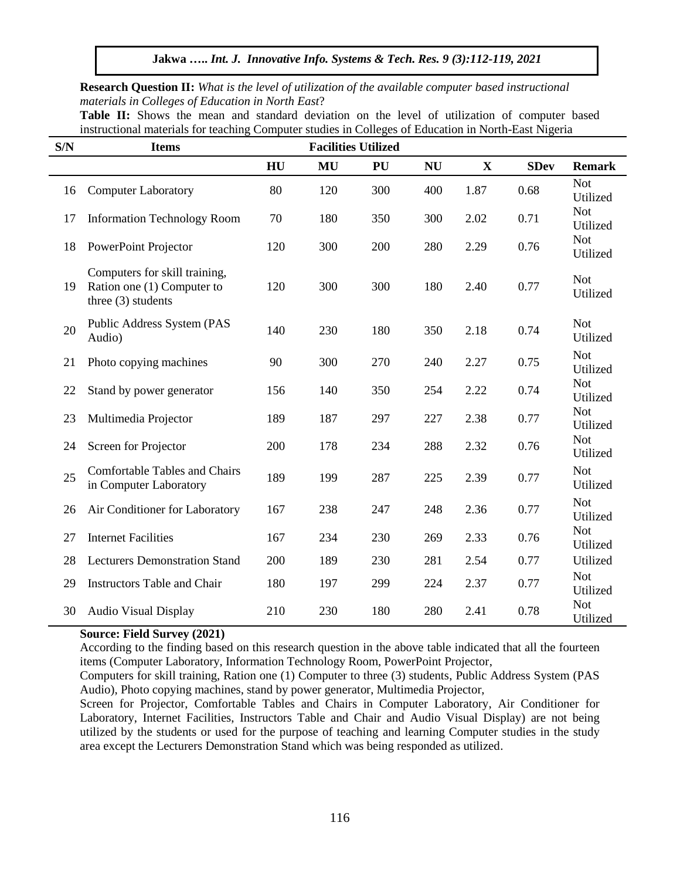**Research Question II:** *What is the level of utilization of the available computer based instructional materials in Colleges of Education in North East*?

**Table II:** Shows the mean and standard deviation on the level of utilization of computer based instructional materials for teaching Computer studies in Colleges of Education in North-East Nigeria

| S/N | Items | Facilities Utilized | | | | | | |
|---|---|---|---|---|---|---|---|---|
| | | HU | MU | PU | NU | X | SDev | Remark |
| 16 | Computer Laboratory | 80 | 120 | 300 | 400 | 1.87 | 0.68 | Not Utilized |
| 17 | Information Technology Room | 70 | 180 | 350 | 300 | 2.02 | 0.71 | Not Utilized |
| 18 | PowerPoint Projector | 120 | 300 | 200 | 280 | 2.29 | 0.76 | Not Utilized |
| 19 | Computers for skill training, Ration one (1) Computer to three (3) students | 120 | 300 | 300 | 180 | 2.40 | 0.77 | Not Utilized |
| 20 | Public Address System (PAS Audio) | 140 | 230 | 180 | 350 | 2.18 | 0.74 | Not Utilized |
| 21 | Photo copying machines | 90 | 300 | 270 | 240 | 2.27 | 0.75 | Not Utilized |
| 22 | Stand by power generator | 156 | 140 | 350 | 254 | 2.22 | 0.74 | Not Utilized |
| 23 | Multimedia Projector | 189 | 187 | 297 | 227 | 2.38 | 0.77 | Not Utilized |
| 24 | Screen for Projector | 200 | 178 | 234 | 288 | 2.32 | 0.76 | Not Utilized |
| 25 | Comfortable Tables and Chairs in Computer Laboratory | 189 | 199 | 287 | 225 | 2.39 | 0.77 | Not Utilized |
| 26 | Air Conditioner for Laboratory | 167 | 238 | 247 | 248 | 2.36 | 0.77 | Not Utilized |
| 27 | Internet Facilities | 167 | 234 | 230 | 269 | 2.33 | 0.76 | Not Utilized |
| 28 | Lecturers Demonstration Stand | 200 | 189 | 230 | 281 | 2.54 | 0.77 | Utilized |
| 29 | Instructors Table and Chair | 180 | 197 | 299 | 224 | 2.37 | 0.77 | Not Utilized |
| 30 | Audio Visual Display | 210 | 230 | 180 | 280 | 2.41 | 0.78 | Not Utilized |

**Source: Field Survey (2021)**

According to the finding based on this research question in the above table indicated that all the fourteen items (Computer Laboratory, Information Technology Room, PowerPoint Projector,

Computers for skill training, Ration one (1) Computer to three (3) students, Public Address System (PAS Audio), Photo copying machines, stand by power generator, Multimedia Projector,

Screen for Projector, Comfortable Tables and Chairs in Computer Laboratory, Air Conditioner for Laboratory, Internet Facilities, Instructors Table and Chair and Audio Visual Display) are not being utilized by the students or used for the purpose of teaching and learning Computer studies in the study area except the Lecturers Demonstration Stand which was being responded as utilized.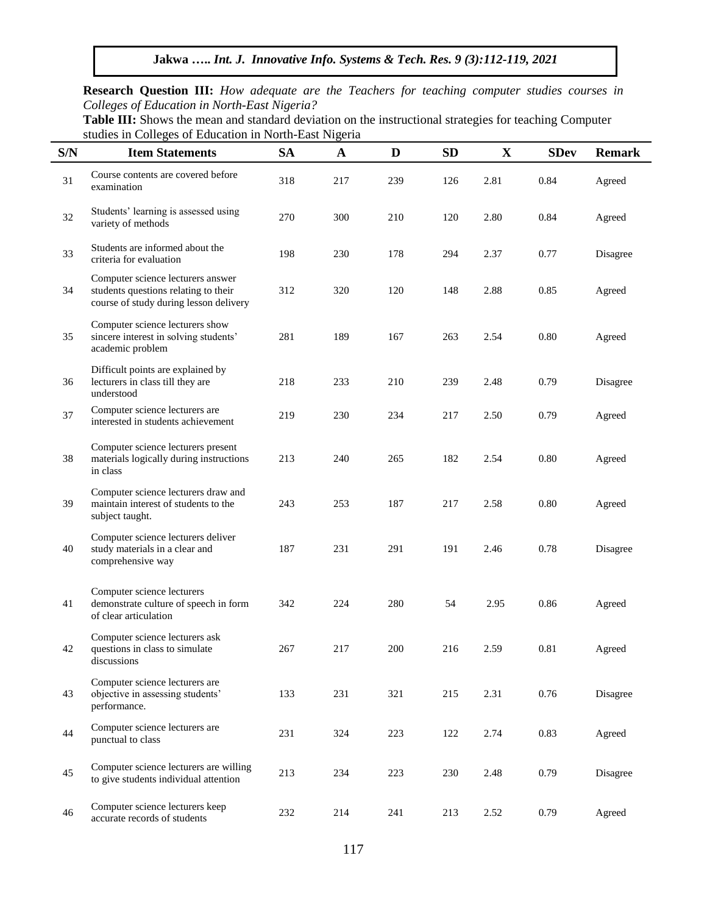**Research Question III:** *How adequate are the Teachers for teaching computer studies courses in Colleges of Education in North-East Nigeria?*

**Table III:** Shows the mean and standard deviation on the instructional strategies for teaching Computer studies in Colleges of Education in North-East Nigeria

| S/N | Item Statements | SA | A | D | SD | X | SDev | Remark |
|---|---|---|---|---|---|---|---|---|
| 31 | Course contents are covered before examination | 318 | 217 | 239 | 126 | 2.81 | 0.84 | Agreed |
| 32 | Students' learning is assessed using variety of methods | 270 | 300 | 210 | 120 | 2.80 | 0.84 | Agreed |
| 33 | Students are informed about the criteria for evaluation | 198 | 230 | 178 | 294 | 2.37 | 0.77 | Disagree |
| 34 | Computer science lecturers answer students questions relating to their course of study during lesson delivery | 312 | 320 | 120 | 148 | 2.88 | 0.85 | Agreed |
| 35 | Computer science lecturers show sincere interest in solving students' academic problem | 281 | 189 | 167 | 263 | 2.54 | 0.80 | Agreed |
| 36 | Difficult points are explained by lecturers in class till they are understood | 218 | 233 | 210 | 239 | 2.48 | 0.79 | Disagree |
| 37 | Computer science lecturers are interested in students achievement | 219 | 230 | 234 | 217 | 2.50 | 0.79 | Agreed |
| 38 | Computer science lecturers present materials logically during instructions in class | 213 | 240 | 265 | 182 | 2.54 | 0.80 | Agreed |
| 39 | Computer science lecturers draw and maintain interest of students to the subject taught. | 243 | 253 | 187 | 217 | 2.58 | 0.80 | Agreed |
| 40 | Computer science lecturers deliver study materials in a clear and comprehensive way | 187 | 231 | 291 | 191 | 2.46 | 0.78 | Disagree |
| 41 | Computer science lecturers demonstrate culture of speech in form of clear articulation | 342 | 224 | 280 | 54 | 2.95 | 0.86 | Agreed |
| 42 | Computer science lecturers ask questions in class to simulate discussions | 267 | 217 | 200 | 216 | 2.59 | 0.81 | Agreed |
| 43 | Computer science lecturers are objective in assessing students' performance. | 133 | 231 | 321 | 215 | 2.31 | 0.76 | Disagree |
| 44 | Computer science lecturers are punctual to class | 231 | 324 | 223 | 122 | 2.74 | 0.83 | Agreed |
| 45 | Computer science lecturers are willing to give students individual attention | 213 | 234 | 223 | 230 | 2.48 | 0.79 | Disagree |
| 46 | Computer science lecturers keep accurate records of students | 232 | 214 | 241 | 213 | 2.52 | 0.79 | Agreed |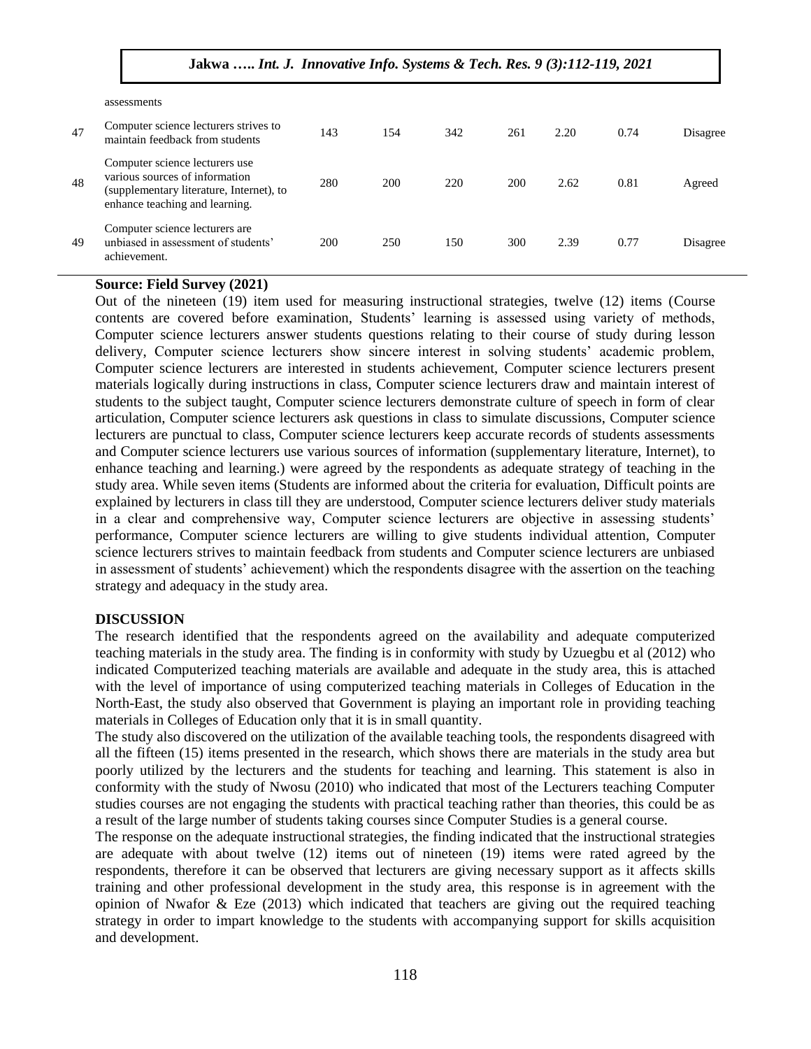| | | | | | | | | |
|---|---|---|---|---|---|---|---|---|
| | assessments | | | | | | | |
| 47 | Computer science lecturers strives to maintain feedback from students | 143 | 154 | 342 | 261 | 2.20 | 0.74 | Disagree |
| 48 | Computer science lecturers use various sources of information (supplementary literature, Internet), to enhance teaching and learning. | 280 | 200 | 220 | 200 | 2.62 | 0.81 | Agreed |
| 49 | Computer science lecturers are unbiased in assessment of students' achievement. | 200 | 250 | 150 | 300 | 2.39 | 0.77 | Disagree |

**Source: Field Survey (2021)**

Out of the nineteen (19) item used for measuring instructional strategies, twelve (12) items (Course contents are covered before examination, Students' learning is assessed using variety of methods, Computer science lecturers answer students questions relating to their course of study during lesson delivery, Computer science lecturers show sincere interest in solving students' academic problem, Computer science lecturers are interested in students achievement, Computer science lecturers present materials logically during instructions in class, Computer science lecturers draw and maintain interest of students to the subject taught, Computer science lecturers demonstrate culture of speech in form of clear articulation, Computer science lecturers ask questions in class to simulate discussions, Computer science lecturers are punctual to class, Computer science lecturers keep accurate records of students assessments and Computer science lecturers use various sources of information (supplementary literature, Internet), to enhance teaching and learning.) were agreed by the respondents as adequate strategy of teaching in the study area. While seven items (Students are informed about the criteria for evaluation, Difficult points are explained by lecturers in class till they are understood, Computer science lecturers deliver study materials in a clear and comprehensive way, Computer science lecturers are objective in assessing students' performance, Computer science lecturers are willing to give students individual attention, Computer science lecturers strives to maintain feedback from students and Computer science lecturers are unbiased in assessment of students' achievement) which the respondents disagree with the assertion on the teaching strategy and adequacy in the study area.

## DISCUSSION

The research identified that the respondents agreed on the availability and adequate computerized teaching materials in the study area. The finding is in conformity with study by Uzuegbu et al (2012) who indicated Computerized teaching materials are available and adequate in the study area, this is attached with the level of importance of using computerized teaching materials in Colleges of Education in the North-East, the study also observed that Government is playing an important role in providing teaching materials in Colleges of Education only that it is in small quantity.

The study also discovered on the utilization of the available teaching tools, the respondents disagreed with all the fifteen (15) items presented in the research, which shows there are materials in the study area but poorly utilized by the lecturers and the students for teaching and learning. This statement is also in conformity with the study of Nwosu (2010) who indicated that most of the Lecturers teaching Computer studies courses are not engaging the students with practical teaching rather than theories, this could be as a result of the large number of students taking courses since Computer Studies is a general course.

The response on the adequate instructional strategies, the finding indicated that the instructional strategies are adequate with about twelve (12) items out of nineteen (19) items were rated agreed by the respondents, therefore it can be observed that lecturers are giving necessary support as it affects skills training and other professional development in the study area, this response is in agreement with the opinion of Nwafor & Eze (2013) which indicated that teachers are giving out the required teaching strategy in order to impart knowledge to the students with accompanying support for skills acquisition and development.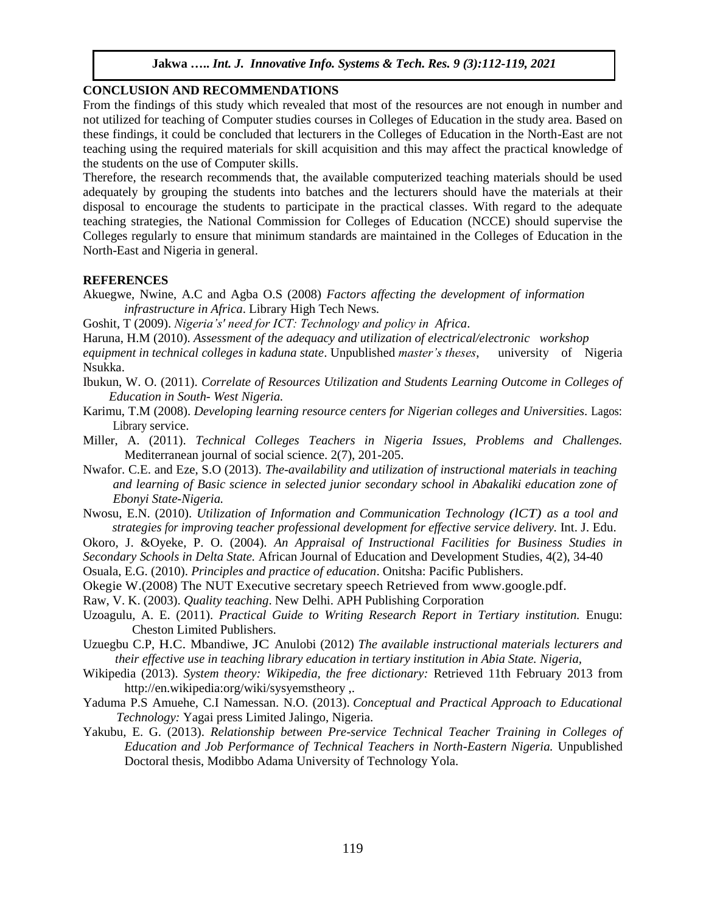## CONCLUSION AND RECOMMENDATIONS

From the findings of this study which revealed that most of the resources are not enough in number and not utilized for teaching of Computer studies courses in Colleges of Education in the study area. Based on these findings, it could be concluded that lecturers in the Colleges of Education in the North-East are not teaching using the required materials for skill acquisition and this may affect the practical knowledge of the students on the use of Computer skills.

Therefore, the research recommends that, the available computerized teaching materials should be used adequately by grouping the students into batches and the lecturers should have the materials at their disposal to encourage the students to participate in the practical classes. With regard to the adequate teaching strategies, the National Commission for Colleges of Education (NCCE) should supervise the Colleges regularly to ensure that minimum standards are maintained in the Colleges of Education in the North-East and Nigeria in general.

## REFERENCES

Akuegwe, Nwine, A.C and Agba O.S (2008) *Factors affecting the development of information infrastructure in Africa*. Library High Tech News.

Goshit, T (2009). *Nigeria's' need for ICT: Technology and policy in Africa*.

Haruna, H.M (2010). *Assessment of the adequacy and utilization of electrical/electronic workshop equipment in technical colleges in kaduna state*. Unpublished *master's theses*, university of Nigeria Nsukka.

Ibukun, W. O. (2011). *Correlate of Resources Utilization and Students Learning Outcome in Colleges of Education in South- West Nigeria.*

Karimu, T.M (2008). *Developing learning resource centers for Nigerian colleges and Universities*. Lagos: Library service.

Miller, A. (2011). *Technical Colleges Teachers in Nigeria Issues, Problems and Challenges.* Mediterranean journal of social science. 2(7), 201-205.

Nwafor. C.E. and Eze, S.O (2013). *The-availability and utilization of instructional materials in teaching and learning of Basic science in selected junior secondary school in Abakaliki education zone of Ebonyi State-Nigeria.*

Nwosu, E.N. (2010). *Utilization of Information and Communication Technology (lCT) as a tool and strategies for improving teacher professional development for effective service delivery.* Int. J. Edu.

Okoro, J. &Oyeke, P. O. (2004). *An Appraisal of Instructional Facilities for Business Studies in Secondary Schools in Delta State.* African Journal of Education and Development Studies, 4(2), 34-40

Osuala, E.G. (2010). *Principles and practice of education*. Onitsha: Pacific Publishers.

Okegie W.(2008) The NUT Executive secretary speech Retrieved from www.google.pdf.

Raw, V. K. (2003). *Quality teaching*. New Delhi. APH Publishing Corporation

Uzoagulu, A. E. (2011). *Practical Guide to Writing Research Report in Tertiary institution.* Enugu: Cheston Limited Publishers.

Uzuegbu C.P, H.C. Mbandiwe, JC Anulobi (2012) *The available instructional materials lecturers and their effective use in teaching library education in tertiary institution in Abia State. Nigeria,*

Wikipedia (2013). *System theory: Wikipedia, the free dictionary:* Retrieved 11th February 2013 from http://en.wikipedia:org/wiki/sysyemstheory ,.

Yaduma P.S Amuehe, C.I Namessan. N.O. (2013). *Conceptual and Practical Approach to Educational Technology:* Yagai press Limited Jalingo, Nigeria.

Yakubu, E. G. (2013). *Relationship between Pre-service Technical Teacher Training in Colleges of Education and Job Performance of Technical Teachers in North-Eastern Nigeria.* Unpublished Doctoral thesis, Modibbo Adama University of Technology Yola.